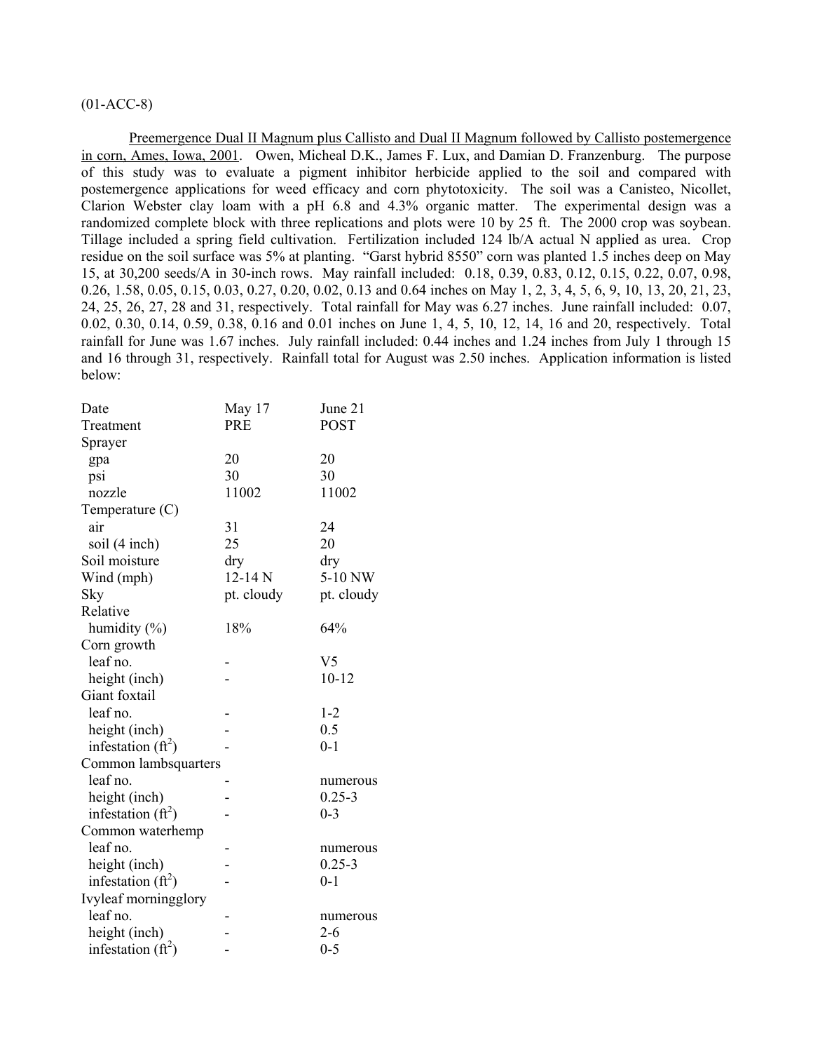(01-ACC-8)

Preemergence Dual II Magnum plus Callisto and Dual II Magnum followed by Callisto postemergence in corn, Ames, Iowa, 2001. Owen, Micheal D.K., James F. Lux, and Damian D. Franzenburg. The purpose of this study was to evaluate a pigment inhibitor herbicide applied to the soil and compared with postemergence applications for weed efficacy and corn phytotoxicity. The soil was a Canisteo, Nicollet, Clarion Webster clay loam with a pH 6.8 and 4.3% organic matter. The experimental design was a randomized complete block with three replications and plots were 10 by 25 ft. The 2000 crop was soybean. Tillage included a spring field cultivation. Fertilization included 124 lb/A actual N applied as urea. Crop residue on the soil surface was 5% at planting. "Garst hybrid 8550" corn was planted 1.5 inches deep on May 15, at 30,200 seeds/A in 30-inch rows. May rainfall included: 0.18, 0.39, 0.83, 0.12, 0.15, 0.22, 0.07, 0.98, 0.26, 1.58, 0.05, 0.15, 0.03, 0.27, 0.20, 0.02, 0.13 and 0.64 inches on May 1, 2, 3, 4, 5, 6, 9, 10, 13, 20, 21, 23, 24, 25, 26, 27, 28 and 31, respectively. Total rainfall for May was 6.27 inches. June rainfall included: 0.07, 0.02, 0.30, 0.14, 0.59, 0.38, 0.16 and 0.01 inches on June 1, 4, 5, 10, 12, 14, 16 and 20, respectively. Total rainfall for June was 1.67 inches. July rainfall included: 0.44 inches and 1.24 inches from July 1 through 15 and 16 through 31, respectively. Rainfall total for August was 2.50 inches. Application information is listed below:

| Date | May 17 | June 21 |
|---|---|---|
| Treatment | PRE | POST |
| Sprayer | | |
| gpa | 20 | 20 |
| psi | 30 | 30 |
| nozzle | 11002 | 11002 |
| Temperature (C) | | |
| air | 31 | 24 |
| soil (4 inch) | 25 | 20 |
| Soil moisture | dry | dry |
| Wind (mph) | 12-14 N | 5-10 NW |
| Sky | pt. cloudy | pt. cloudy |
| Relative humidity (%) | 18% | 64% |
| Corn growth | | |
| leaf no. | - | V5 |
| height (inch) | - | 10-12 |
| Giant foxtail | | |
| leaf no. | - | 1-2 |
| height (inch) | - | 0.5 |
| infestation ($ft^2$) | - | 0-1 |
| Common lambsquarters | | |
| leaf no. | - | numerous |
| height (inch) | - | 0.25-3 |
| infestation ($ft^2$) | - | 0-3 |
| Common waterhemp | | |
| leaf no. | - | numerous |
| height (inch) | - | 0.25-3 |
| infestation ($ft^2$) | - | 0-1 |
| Ivyleaf morningglory | | |
| leaf no. | - | numerous |
| height (inch) | - | 2-6 |
| infestation ($ft^2$) | - | 0-5 |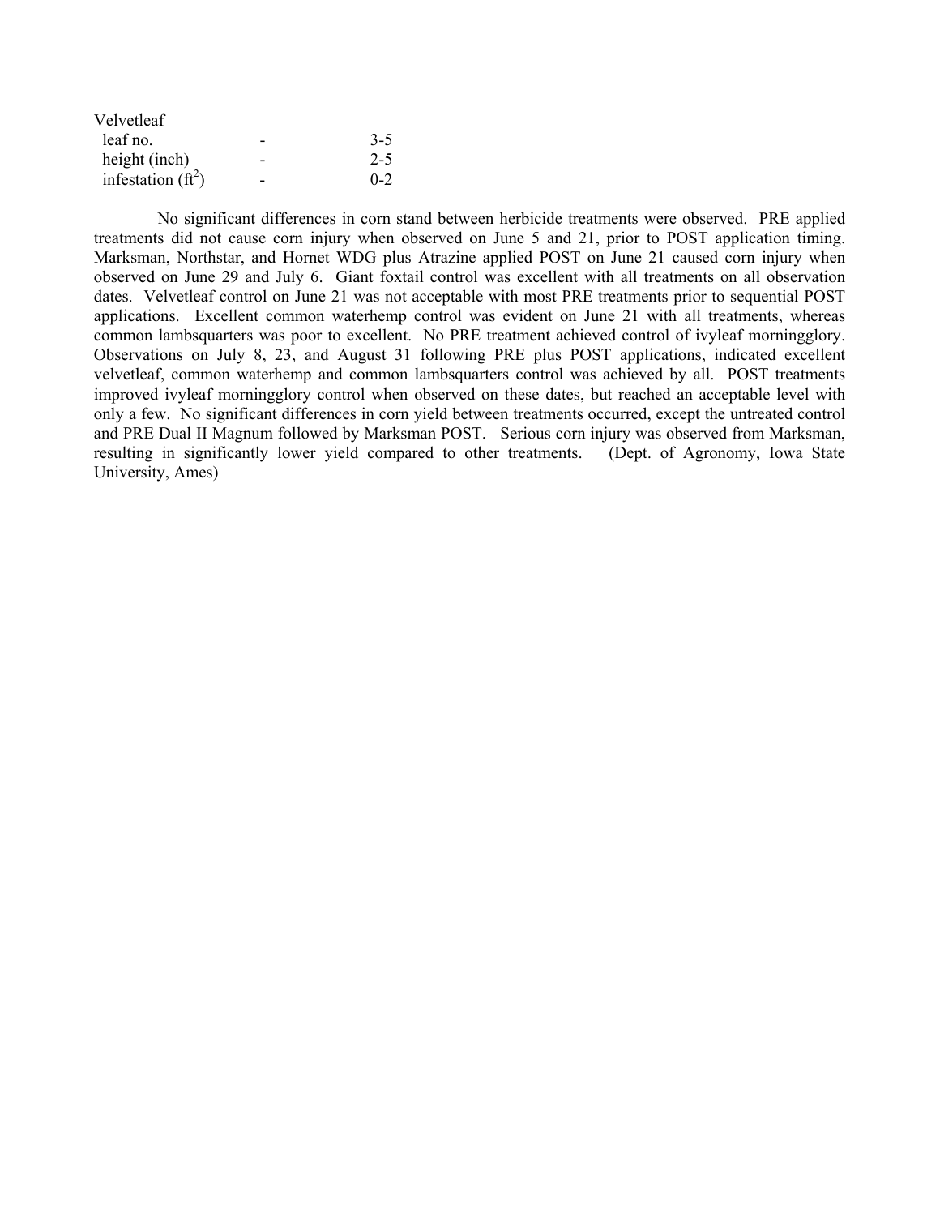| | | |
|---|---|---|
| Velvetleaf | | |
| leaf no. | - | 3-5 |
| height (inch) | - | 2-5 |
| infestation ($ft^2$) | - | 0-2 |

No significant differences in corn stand between herbicide treatments were observed. PRE applied treatments did not cause corn injury when observed on June 5 and 21, prior to POST application timing. Marksman, Northstar, and Hornet WDG plus Atrazine applied POST on June 21 caused corn injury when observed on June 29 and July 6. Giant foxtail control was excellent with all treatments on all observation dates. Velvetleaf control on June 21 was not acceptable with most PRE treatments prior to sequential POST applications. Excellent common waterhemp control was evident on June 21 with all treatments, whereas common lambsquarters was poor to excellent. No PRE treatment achieved control of ivyleaf morningglory. Observations on July 8, 23, and August 31 following PRE plus POST applications, indicated excellent velvetleaf, common waterhemp and common lambsquarters control was achieved by all. POST treatments improved ivyleaf morningglory control when observed on these dates, but reached an acceptable level with only a few. No significant differences in corn yield between treatments occurred, except the untreated control and PRE Dual II Magnum followed by Marksman POST. Serious corn injury was observed from Marksman, resulting in significantly lower yield compared to other treatments. (Dept. of Agronomy, Iowa State University, Ames)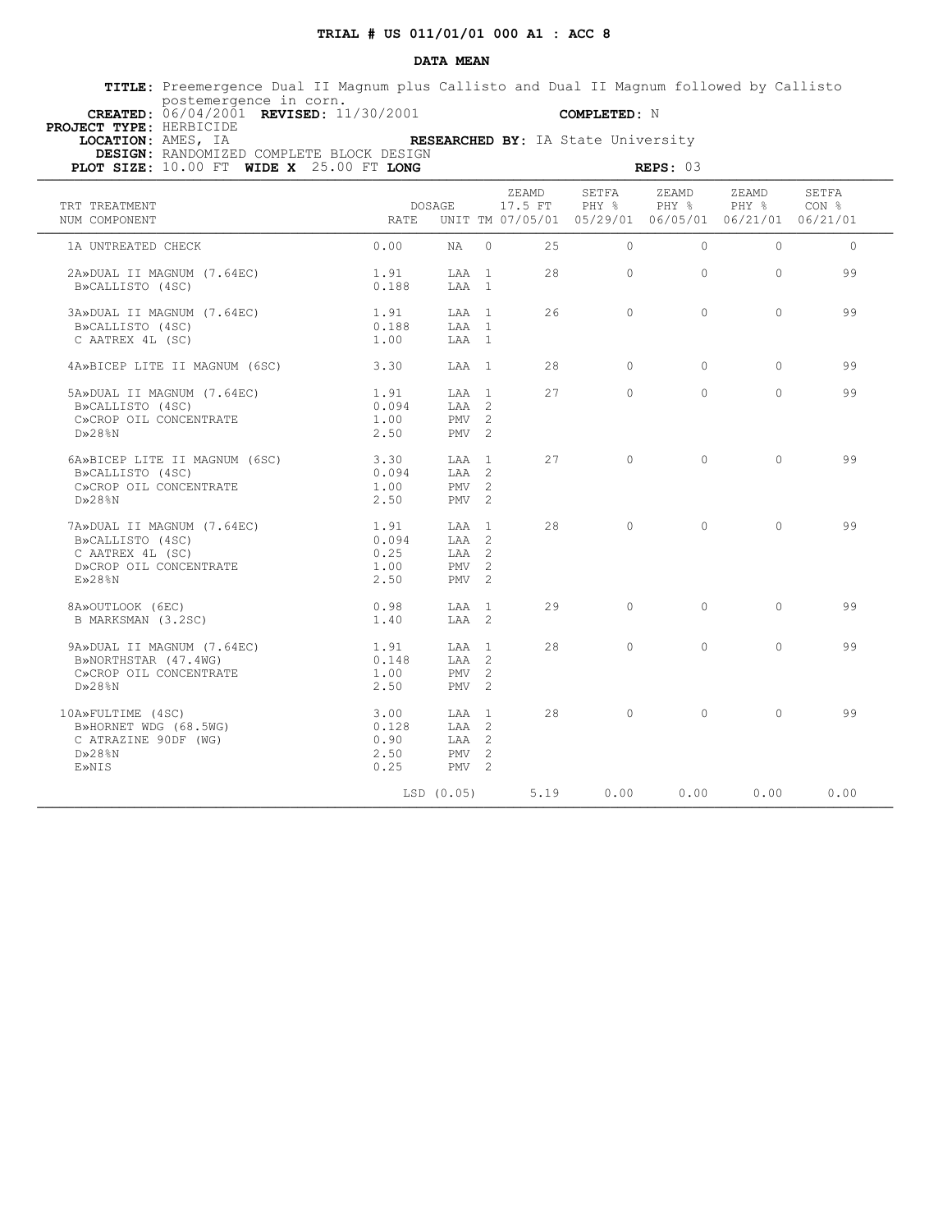## TRIAL # US 011/01/01 000 A1 : ACC 8

### DATA MEAN

**TITLE:** Preemergence Dual II Magnum plus Callisto and Dual II Magnum followed by Callisto postemergence in corn.

**CREATED:** 06/04/2001 **REVISED:** 11/30/2001 **COMPLETED:** N

**PROJECT TYPE:** HERBICIDE

**LOCATION:** AMES, IA **RESEARCHED BY:** IA State University

**DESIGN:** RANDOMIZED COMPLETE BLOCK DESIGN

**PLOT SIZE:** 10.00 FT **WIDE X** 25.00 FT **LONG** **REPS:** 03

| TRT NUM | TREATMENT COMPONENT | DOSAGE RATE | UNIT | TM | ZEAMD 17.5 FT 07/05/01 | SETFA PHY % 05/29/01 | ZEAMD PHY % 06/05/01 | ZEAMD PHY % 06/21/01 | SETFA CON % 06/21/01 |
|---|---|---|---|---|---|---|---|---|---|
| 1 | A UNTREATED CHECK | 0.00 | NA | 0 | 25 | 0 | 0 | 0 | 0 |
| 2 | A»DUAL II MAGNUM (7.64EC) | 1.91 | LAA | 1 | 28 | 0 | 0 | 0 | 99 |
| | B»CALLISTO (4SC) | 0.188 | LAA | 1 | | | | | |
| 3 | A»DUAL II MAGNUM (7.64EC) | 1.91 | LAA | 1 | 26 | 0 | 0 | 0 | 99 |
| | B»CALLISTO (4SC) | 0.188 | LAA | 1 | | | | | |
| | C AATREX 4L (SC) | 1.00 | LAA | 1 | | | | | |
| 4 | A»BICEP LITE II MAGNUM (6SC) | 3.30 | LAA | 1 | 28 | 0 | 0 | 0 | 99 |
| 5 | A»DUAL II MAGNUM (7.64EC) | 1.91 | LAA | 1 | 27 | 0 | 0 | 0 | 99 |
| | B»CALLISTO (4SC) | 0.094 | LAA | 2 | | | | | |
| | C»CROP OIL CONCENTRATE | 1.00 | PMV | 2 | | | | | |
| | D»28%N | 2.50 | PMV | 2 | | | | | |
| 6 | A»BICEP LITE II MAGNUM (6SC) | 3.30 | LAA | 1 | 27 | 0 | 0 | 0 | 99 |
| | B»CALLISTO (4SC) | 0.094 | LAA | 2 | | | | | |
| | C»CROP OIL CONCENTRATE | 1.00 | PMV | 2 | | | | | |
| | D»28%N | 2.50 | PMV | 2 | | | | | |
| 7 | A»DUAL II MAGNUM (7.64EC) | 1.91 | LAA | 1 | 28 | 0 | 0 | 0 | 99 |
| | B»CALLISTO (4SC) | 0.094 | LAA | 2 | | | | | |
| | C AATREX 4L (SC) | 0.25 | LAA | 2 | | | | | |
| | D»CROP OIL CONCENTRATE | 1.00 | PMV | 2 | | | | | |
| | E»28%N | 2.50 | PMV | 2 | | | | | |
| 8 | A»OUTLOOK (6EC) | 0.98 | LAA | 1 | 29 | 0 | 0 | 0 | 99 |
| | B MARKSMAN (3.2SC) | 1.40 | LAA | 2 | | | | | |
| 9 | A»DUAL II MAGNUM (7.64EC) | 1.91 | LAA | 1 | 28 | 0 | 0 | 0 | 99 |
| | B»NORTHSTAR (47.4WG) | 0.148 | LAA | 2 | | | | | |
| | C»CROP OIL CONCENTRATE | 1.00 | PMV | 2 | | | | | |
| | D»28%N | 2.50 | PMV | 2 | | | | | |
| 10 | A»FULTIME (4SC) | 3.00 | LAA | 1 | 28 | 0 | 0 | 0 | 99 |
| | B»HORNET WDG (68.5WG) | 0.128 | LAA | 2 | | | | | |
| | C ATRAZINE 90DF (WG) | 0.90 | LAA | 2 | | | | | |
| | D»28%N | 2.50 | PMV | 2 | | | | | |
| | E»NIS | 0.25 | PMV | 2 | | | | | |
| | | LSD (0.05) | | | 5.19 | 0.00 | 0.00 | 0.00 | 0.00 |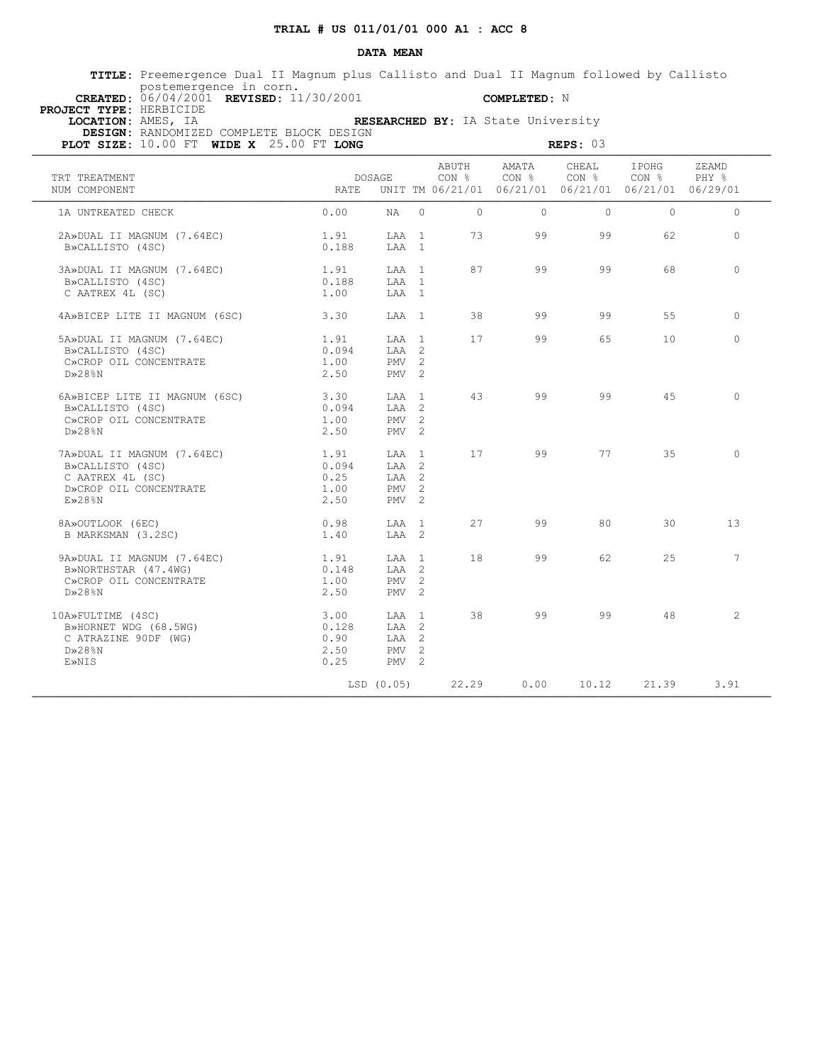# TRIAL # US 011/01/01 000 A1 : ACC 8

## DATA MEAN

**TITLE:** Preemergence Dual II Magnum plus Callisto and Dual II Magnum followed by Callisto postemergence in corn.

**CREATED:** 06/04/2001 **REVISED:** 11/30/2001 **COMPLETED:** N

**PROJECT TYPE:** HERBICIDE

**LOCATION:** AMES, IA **RESEARCHED BY:** IA State University

**DESIGN:** RANDOMIZED COMPLETE BLOCK DESIGN

**PLOT SIZE:** 10.00 FT **WIDE X** 25.00 FT **LONG** **REPS:** 03

| TRT NUM | TREATMENT COMPONENT | DOSAGE RATE | UNIT | TM | ABUTH CON % 06/21/01 | AMATA CON % 06/21/01 | CHEAL CON % 06/21/01 | IPOHG CON % 06/21/01 | ZEAMD PHY % 06/29/01 |
|---|---|---|---|---|---|---|---|---|---|
| 1 | A UNTREATED CHECK | 0.00 | NA | 0 | 0 | 0 | 0 | 0 | 0 |
| 2 | A»DUAL II MAGNUM (7.64EC) | 1.91 | LAA | 1 | 73 | 99 | 99 | 62 | 0 |
| | B»CALLISTO (4SC) | 0.188 | LAA | 1 | | | | | |
| 3 | A»DUAL II MAGNUM (7.64EC) | 1.91 | LAA | 1 | 87 | 99 | 99 | 68 | 0 |
| | B»CALLISTO (4SC) | 0.188 | LAA | 1 | | | | | |
| | C AATREX 4L (SC) | 1.00 | LAA | 1 | | | | | |
| 4 | A»BICEP LITE II MAGNUM (6SC) | 3.30 | LAA | 1 | 38 | 99 | 99 | 55 | 0 |
| 5 | A»DUAL II MAGNUM (7.64EC) | 1.91 | LAA | 1 | 17 | 99 | 65 | 10 | 0 |
| | B»CALLISTO (4SC) | 0.094 | LAA | 2 | | | | | |
| | C»CROP OIL CONCENTRATE | 1.00 | PMV | 2 | | | | | |
| | D»28%N | 2.50 | PMV | 2 | | | | | |
| 6 | A»BICEP LITE II MAGNUM (6SC) | 3.30 | LAA | 1 | 43 | 99 | 99 | 45 | 0 |
| | B»CALLISTO (4SC) | 0.094 | LAA | 2 | | | | | |
| | C»CROP OIL CONCENTRATE | 1.00 | PMV | 2 | | | | | |
| | D»28%N | 2.50 | PMV | 2 | | | | | |
| 7 | A»DUAL II MAGNUM (7.64EC) | 1.91 | LAA | 1 | 17 | 99 | 77 | 35 | 0 |
| | B»CALLISTO (4SC) | 0.094 | LAA | 2 | | | | | |
| | C AATREX 4L (SC) | 0.25 | LAA | 2 | | | | | |
| | D»CROP OIL CONCENTRATE | 1.00 | PMV | 2 | | | | | |
| | E»28%N | 2.50 | PMV | 2 | | | | | |
| 8 | A»OUTLOOK (6EC) | 0.98 | LAA | 1 | 27 | 99 | 80 | 30 | 13 |
| | B MARKSMAN (3.2SC) | 1.40 | LAA | 2 | | | | | |
| 9 | A»DUAL II MAGNUM (7.64EC) | 1.91 | LAA | 1 | 18 | 99 | 62 | 25 | 7 |
| | B»NORTHSTAR (47.4WG) | 0.148 | LAA | 2 | | | | | |
| | C»CROP OIL CONCENTRATE | 1.00 | PMV | 2 | | | | | |
| | D»28%N | 2.50 | PMV | 2 | | | | | |
| 10 | A»FULTIME (4SC) | 3.00 | LAA | 1 | 38 | 99 | 99 | 48 | 2 |
| | B»HORNET WDG (68.5WG) | 0.128 | LAA | 2 | | | | | |
| | C ATRAZINE 90DF (WG) | 0.90 | LAA | 2 | | | | | |
| | D»28%N | 2.50 | PMV | 2 | | | | | |
| | E»NIS | 0.25 | PMV | 2 | | | | | |
| | | LSD (0.05) | | | 22.29 | 0.00 | 10.12 | 21.39 | 3.91 |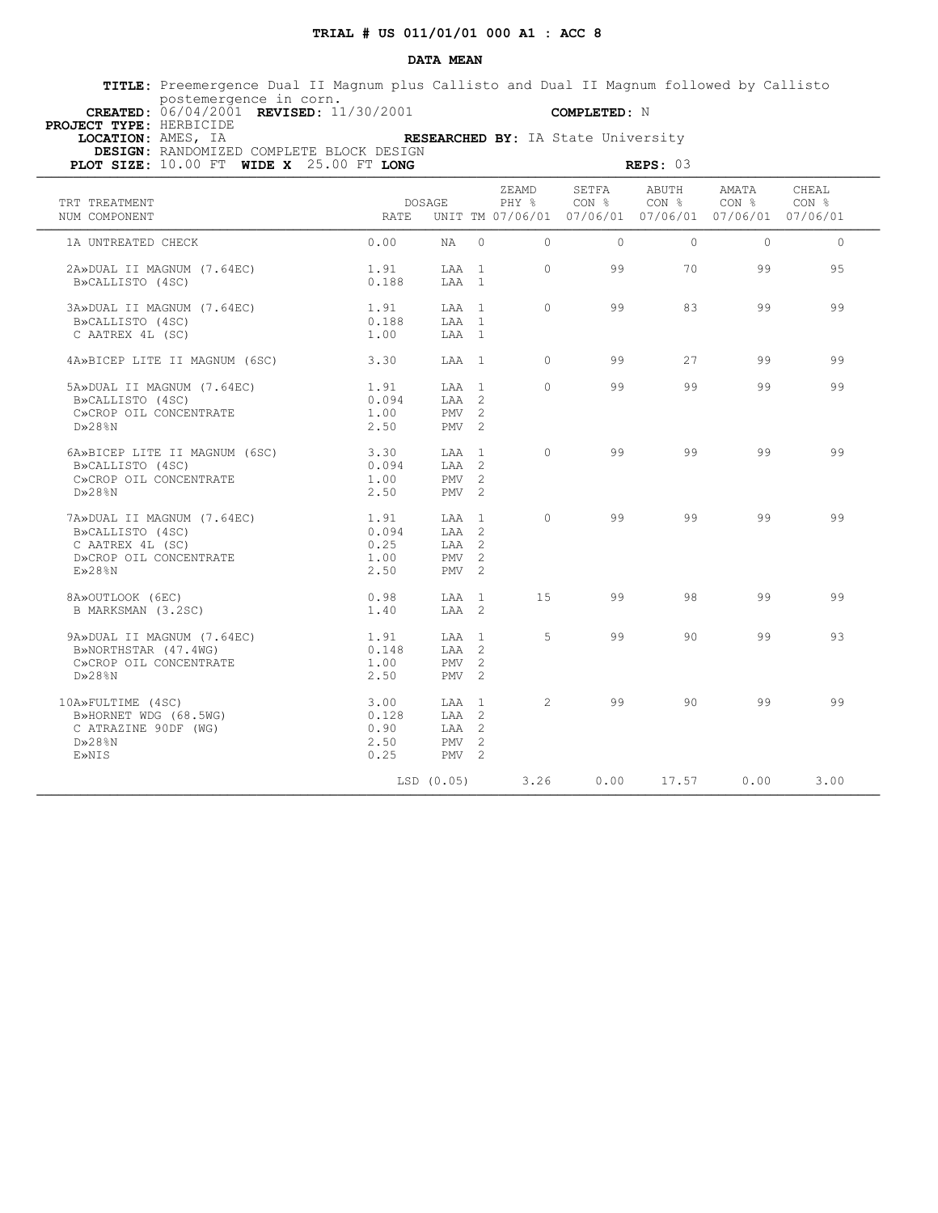**TRIAL # US 011/01/01 000 A1 : ACC 8**

**DATA MEAN**

**TITLE:** Preemergence Dual II Magnum plus Callisto and Dual II Magnum followed by Callisto postemergence in corn.
**CREATED:** 06/04/2001 **REVISED:** 11/30/2001 **COMPLETED:** N
**PROJECT TYPE:** HERBICIDE
**LOCATION:** AMES, IA **RESEARCHED BY:** IA State University
**DESIGN:** RANDOMIZED COMPLETE BLOCK DESIGN
**PLOT SIZE:** 10.00 FT **WIDE X** 25.00 FT **LONG** **REPS:** 03

| TRT NUM | TREATMENT COMPONENT | DOSAGE RATE | UNIT | TM | ZEAMD PHY % 07/06/01 | SETFA CON % 07/06/01 | ABUTH CON % 07/06/01 | AMATA CON % 07/06/01 | CHEAL CON % 07/06/01 |
|---|---|---|---|---|---|---|---|---|---|
| 1 | A UNTREATED CHECK | 0.00 | NA | 0 | 0 | 0 | 0 | 0 | 0 |
| 2 | A»DUAL II MAGNUM (7.64EC) | 1.91 | LAA | 1 | 0 | 99 | 70 | 99 | 95 |
| | B»CALLISTO (4SC) | 0.188 | LAA | 1 | | | | | |
| 3 | A»DUAL II MAGNUM (7.64EC) | 1.91 | LAA | 1 | 0 | 99 | 83 | 99 | 99 |
| | B»CALLISTO (4SC) | 0.188 | LAA | 1 | | | | | |
| | C AATREX 4L (SC) | 1.00 | LAA | 1 | | | | | |
| 4 | A»BICEP LITE II MAGNUM (6SC) | 3.30 | LAA | 1 | 0 | 99 | 27 | 99 | 99 |
| 5 | A»DUAL II MAGNUM (7.64EC) | 1.91 | LAA | 1 | 0 | 99 | 99 | 99 | 99 |
| | B»CALLISTO (4SC) | 0.094 | LAA | 2 | | | | | |
| | C»CROP OIL CONCENTRATE | 1.00 | PMV | 2 | | | | | |
| | D»28%N | 2.50 | PMV | 2 | | | | | |
| 6 | A»BICEP LITE II MAGNUM (6SC) | 3.30 | LAA | 1 | 0 | 99 | 99 | 99 | 99 |
| | B»CALLISTO (4SC) | 0.094 | LAA | 2 | | | | | |
| | C»CROP OIL CONCENTRATE | 1.00 | PMV | 2 | | | | | |
| | D»28%N | 2.50 | PMV | 2 | | | | | |
| 7 | A»DUAL II MAGNUM (7.64EC) | 1.91 | LAA | 1 | 0 | 99 | 99 | 99 | 99 |
| | B»CALLISTO (4SC) | 0.094 | LAA | 2 | | | | | |
| | C AATREX 4L (SC) | 0.25 | LAA | 2 | | | | | |
| | D»CROP OIL CONCENTRATE | 1.00 | PMV | 2 | | | | | |
| | E»28%N | 2.50 | PMV | 2 | | | | | |
| 8 | A»OUTLOOK (6EC) | 0.98 | LAA | 1 | 15 | 99 | 98 | 99 | 99 |
| | B MARKSMAN (3.2SC) | 1.40 | LAA | 2 | | | | | |
| 9 | A»DUAL II MAGNUM (7.64EC) | 1.91 | LAA | 1 | 5 | 99 | 90 | 99 | 93 |
| | B»NORTHSTAR (47.4WG) | 0.148 | LAA | 2 | | | | | |
| | C»CROP OIL CONCENTRATE | 1.00 | PMV | 2 | | | | | |
| | D»28%N | 2.50 | PMV | 2 | | | | | |
| 10 | A»FULTIME (4SC) | 3.00 | LAA | 1 | 2 | 99 | 90 | 99 | 99 |
| | B»HORNET WDG (68.5WG) | 0.128 | LAA | 2 | | | | | |
| | C ATRAZINE 90DF (WG) | 0.90 | LAA | 2 | | | | | |
| | D»28%N | 2.50 | PMV | 2 | | | | | |
| | E»NIS | 0.25 | PMV | 2 | | | | | |
| | | LSD (0.05) | | | 3.26 | 0.00 | 17.57 | 0.00 | 3.00 |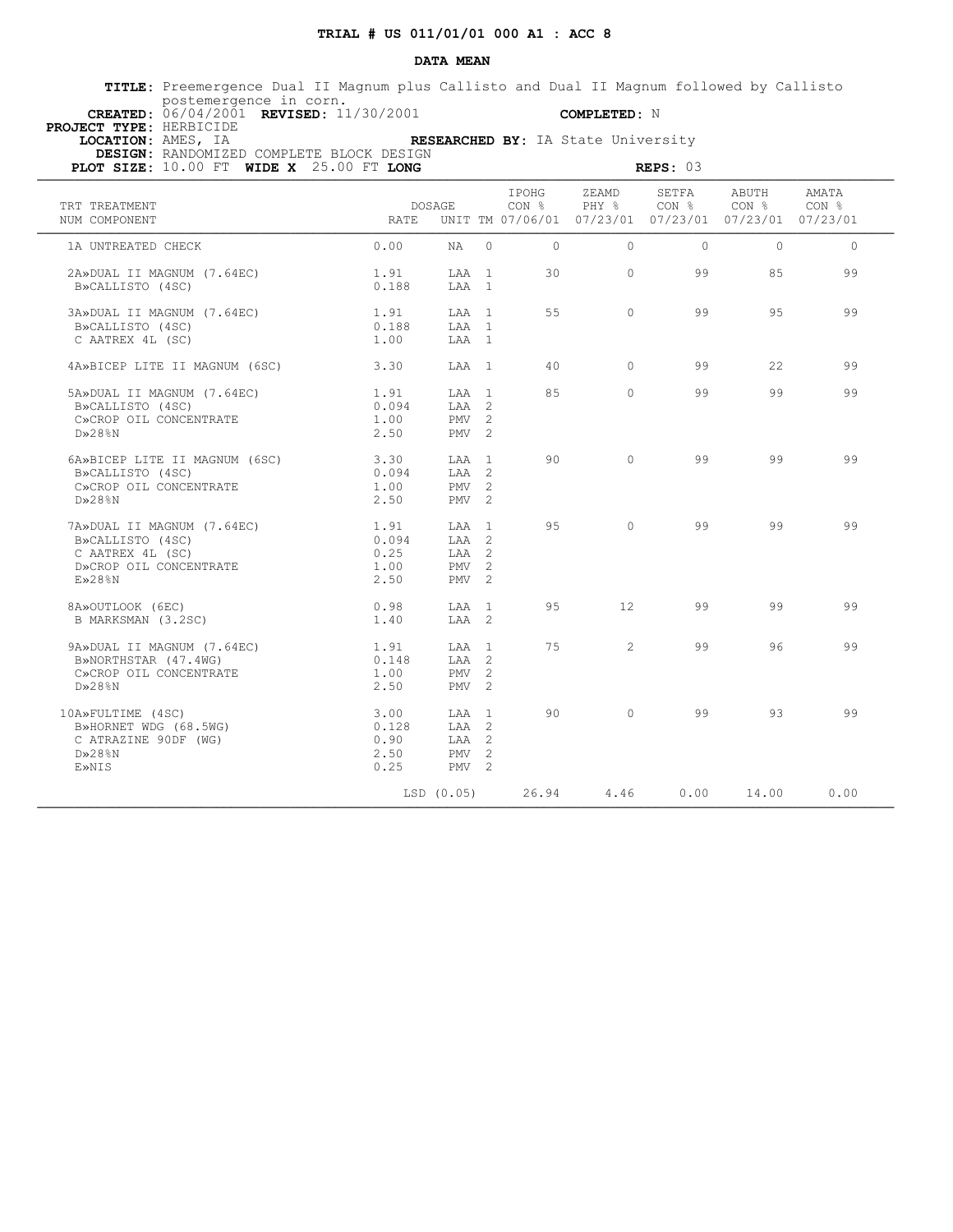**TRIAL # US 011/01/01 000 A1 : ACC 8**

**DATA MEAN**

**TITLE:** Preemergence Dual II Magnum plus Callisto and Dual II Magnum followed by Callisto postemergence in corn.

**CREATED:** 06/04/2001 **REVISED:** 11/30/2001 **COMPLETED:** N

**PROJECT TYPE:** HERBICIDE

**LOCATION:** AMES, IA **RESEARCHED BY:** IA State University

**DESIGN:** RANDOMIZED COMPLETE BLOCK DESIGN

**PLOT SIZE:** 10.00 FT **WIDE X** 25.00 FT **LONG** **REPS:** 03

| TRT NUM | TREATMENT COMPONENT | DOSAGE RATE | UNIT | TM | IPOHG CON % 07/06/01 | ZEAMD PHY % 07/23/01 | SETFA CON % 07/23/01 | ABUTH CON % 07/23/01 | AMATA CON % 07/23/01 |
|---|---|---|---|---|---|---|---|---|---|
| 1 | A UNTREATED CHECK | 0.00 | NA | 0 | 0 | 0 | 0 | 0 | 0 |
| 2 | A»DUAL II MAGNUM (7.64EC) | 1.91 | LAA | 1 | 30 | 0 | 99 | 85 | 99 |
| | B»CALLISTO (4SC) | 0.188 | LAA | 1 | | | | | |
| 3 | A»DUAL II MAGNUM (7.64EC) | 1.91 | LAA | 1 | 55 | 0 | 99 | 95 | 99 |
| | B»CALLISTO (4SC) | 0.188 | LAA | 1 | | | | | |
| | C AATREX 4L (SC) | 1.00 | LAA | 1 | | | | | |
| 4 | A»BICEP LITE II MAGNUM (6SC) | 3.30 | LAA | 1 | 40 | 0 | 99 | 22 | 99 |
| 5 | A»DUAL II MAGNUM (7.64EC) | 1.91 | LAA | 1 | 85 | 0 | 99 | 99 | 99 |
| | B»CALLISTO (4SC) | 0.094 | LAA | 2 | | | | | |
| | C»CROP OIL CONCENTRATE | 1.00 | PMV | 2 | | | | | |
| | D»28%N | 2.50 | PMV | 2 | | | | | |
| 6 | A»BICEP LITE II MAGNUM (6SC) | 3.30 | LAA | 1 | 90 | 0 | 99 | 99 | 99 |
| | B»CALLISTO (4SC) | 0.094 | LAA | 2 | | | | | |
| | C»CROP OIL CONCENTRATE | 1.00 | PMV | 2 | | | | | |
| | D»28%N | 2.50 | PMV | 2 | | | | | |
| 7 | A»DUAL II MAGNUM (7.64EC) | 1.91 | LAA | 1 | 95 | 0 | 99 | 99 | 99 |
| | B»CALLISTO (4SC) | 0.094 | LAA | 2 | | | | | |
| | C AATREX 4L (SC) | 0.25 | LAA | 2 | | | | | |
| | D»CROP OIL CONCENTRATE | 1.00 | PMV | 2 | | | | | |
| | E»28%N | 2.50 | PMV | 2 | | | | | |
| 8 | A»OUTLOOK (6EC) | 0.98 | LAA | 1 | 95 | 12 | 99 | 99 | 99 |
| | B MARKSMAN (3.2SC) | 1.40 | LAA | 2 | | | | | |
| 9 | A»DUAL II MAGNUM (7.64EC) | 1.91 | LAA | 1 | 75 | 2 | 99 | 96 | 99 |
| | B»NORTHSTAR (47.4WG) | 0.148 | LAA | 2 | | | | | |
| | C»CROP OIL CONCENTRATE | 1.00 | PMV | 2 | | | | | |
| | D»28%N | 2.50 | PMV | 2 | | | | | |
| 10 | A»FULTIME (4SC) | 3.00 | LAA | 1 | 90 | 0 | 99 | 93 | 99 |
| | B»HORNET WDG (68.5WG) | 0.128 | LAA | 2 | | | | | |
| | C ATRAZINE 90DF (WG) | 0.90 | LAA | 2 | | | | | |
| | D»28%N | 2.50 | PMV | 2 | | | | | |
| | E»NIS | 0.25 | PMV | 2 | | | | | |
| | | LSD (0.05) | | | 26.94 | 4.46 | 0.00 | 14.00 | 0.00 |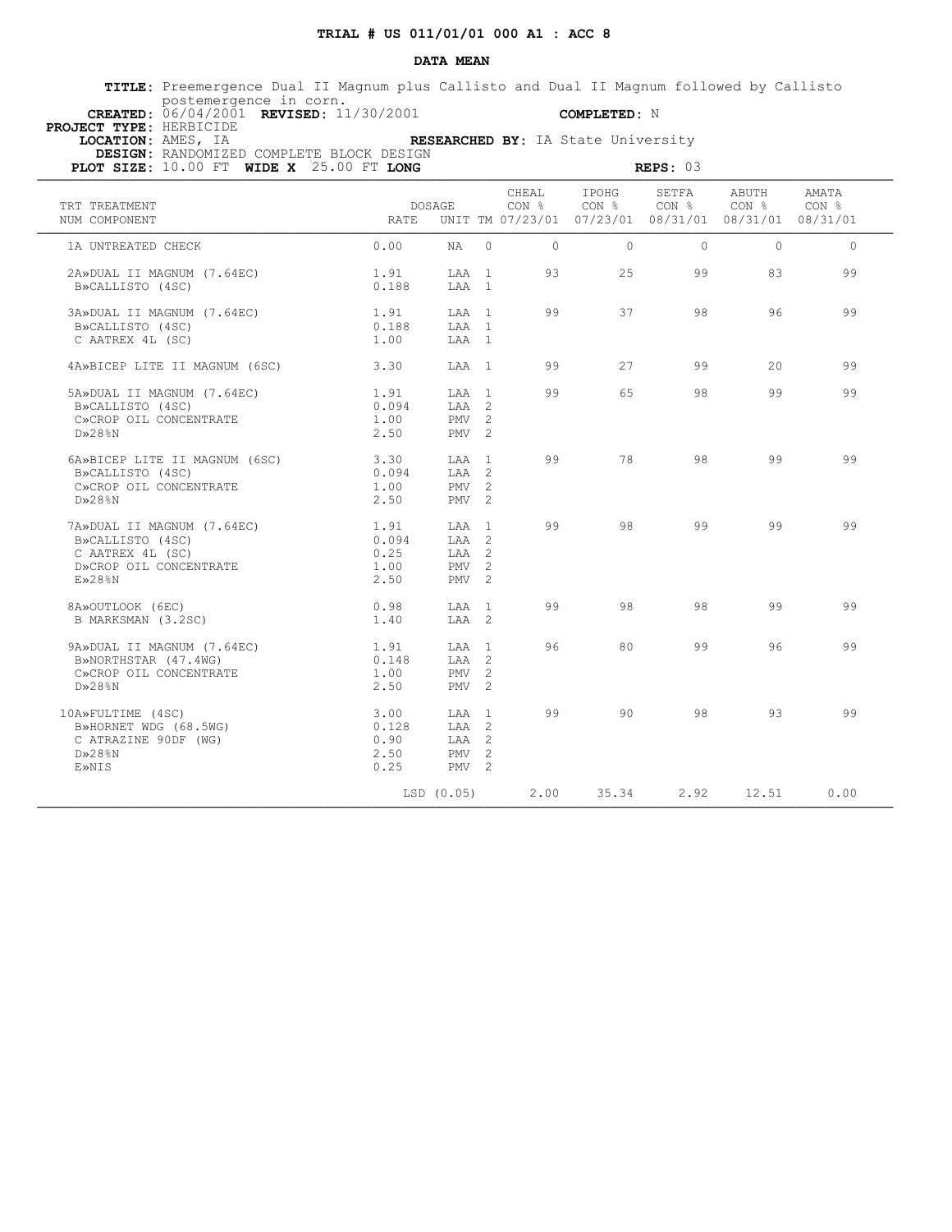# TRIAL # US 011/01/01 000 A1 : ACC 8

## DATA MEAN

**TITLE:** Preemergence Dual II Magnum plus Callisto and Dual II Magnum followed by Callisto postemergence in corn.

**CREATED:** 06/04/2001 **REVISED:** 11/30/2001 **COMPLETED:** N

**PROJECT TYPE:** HERBICIDE

**LOCATION:** AMES, IA **RESEARCHED BY:** IA State University

**DESIGN:** RANDOMIZED COMPLETE BLOCK DESIGN

**PLOT SIZE:** 10.00 FT **WIDE X** 25.00 FT **LONG** **REPS:** 03

| TRT NUM | TREATMENT COMPONENT | DOSAGE RATE | UNIT | TM | CHEAL CON % 07/23/01 | IPOHG CON % 07/23/01 | SETFA CON % 08/31/01 | ABUTH CON % 08/31/01 | AMATA CON % 08/31/01 |
|---|---|---|---|---|---|---|---|---|---|
| 1 | A UNTREATED CHECK | 0.00 | NA | 0 | 0 | 0 | 0 | 0 | 0 |
| 2 | A»DUAL II MAGNUM (7.64EC) | 1.91 | LAA | 1 | 93 | 25 | 99 | 83 | 99 |
| | B»CALLISTO (4SC) | 0.188 | LAA | 1 | | | | | |
| 3 | A»DUAL II MAGNUM (7.64EC) | 1.91 | LAA | 1 | 99 | 37 | 98 | 96 | 99 |
| | B»CALLISTO (4SC) | 0.188 | LAA | 1 | | | | | |
| | C AATREX 4L (SC) | 1.00 | LAA | 1 | | | | | |
| 4 | A»BICEP LITE II MAGNUM (6SC) | 3.30 | LAA | 1 | 99 | 27 | 99 | 20 | 99 |
| 5 | A»DUAL II MAGNUM (7.64EC) | 1.91 | LAA | 1 | 99 | 65 | 98 | 99 | 99 |
| | B»CALLISTO (4SC) | 0.094 | LAA | 2 | | | | | |
| | C»CROP OIL CONCENTRATE | 1.00 | PMV | 2 | | | | | |
| | D»28%N | 2.50 | PMV | 2 | | | | | |
| 6 | A»BICEP LITE II MAGNUM (6SC) | 3.30 | LAA | 1 | 99 | 78 | 98 | 99 | 99 |
| | B»CALLISTO (4SC) | 0.094 | LAA | 2 | | | | | |
| | C»CROP OIL CONCENTRATE | 1.00 | PMV | 2 | | | | | |
| | D»28%N | 2.50 | PMV | 2 | | | | | |
| 7 | A»DUAL II MAGNUM (7.64EC) | 1.91 | LAA | 1 | 99 | 98 | 99 | 99 | 99 |
| | B»CALLISTO (4SC) | 0.094 | LAA | 2 | | | | | |
| | C AATREX 4L (SC) | 0.25 | LAA | 2 | | | | | |
| | D»CROP OIL CONCENTRATE | 1.00 | PMV | 2 | | | | | |
| | E»28%N | 2.50 | PMV | 2 | | | | | |
| 8 | A»OUTLOOK (6EC) | 0.98 | LAA | 1 | 99 | 98 | 98 | 99 | 99 |
| | B MARKSMAN (3.2SC) | 1.40 | LAA | 2 | | | | | |
| 9 | A»DUAL II MAGNUM (7.64EC) | 1.91 | LAA | 1 | 96 | 80 | 99 | 96 | 99 |
| | B»NORTHSTAR (47.4WG) | 0.148 | LAA | 2 | | | | | |
| | C»CROP OIL CONCENTRATE | 1.00 | PMV | 2 | | | | | |
| | D»28%N | 2.50 | PMV | 2 | | | | | |
| 10 | A»FULTIME (4SC) | 3.00 | LAA | 1 | 99 | 90 | 98 | 93 | 99 |
| | B»HORNET WDG (68.5WG) | 0.128 | LAA | 2 | | | | | |
| | C ATRAZINE 90DF (WG) | 0.90 | LAA | 2 | | | | | |
| | D»28%N | 2.50 | PMV | 2 | | | | | |
| | E»NIS | 0.25 | PMV | 2 | | | | | |
| | | LSD (0.05) | | | 2.00 | 35.34 | 2.92 | 12.51 | 0.00 |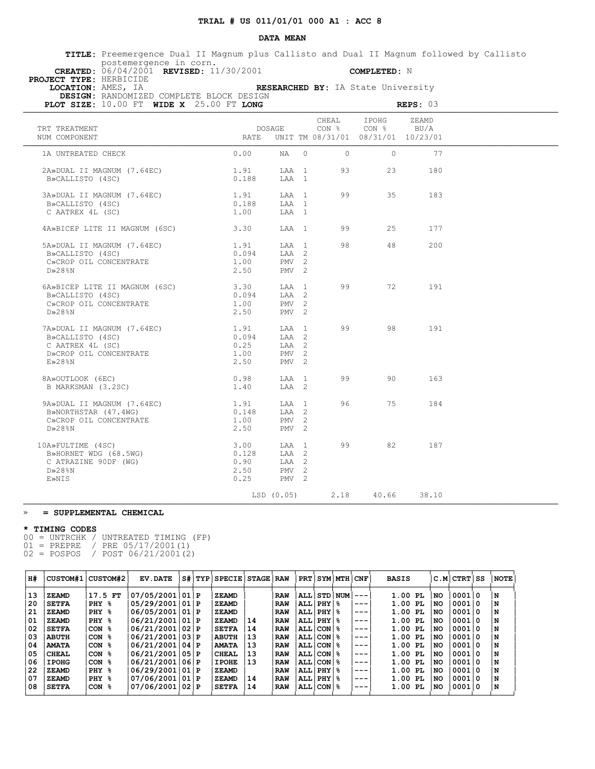**TRIAL # US 011/01/01 000 A1 : ACC 8**

**DATA MEAN**

**TITLE:** Preemergence Dual II Magnum plus Callisto and Dual II Magnum followed by Callisto postemergence in corn.
**CREATED:** 06/04/2001 **REVISED:** 11/30/2001 **COMPLETED:** N
**PROJECT TYPE:** HERBICIDE
**LOCATION:** AMES, IA **RESEARCHED BY:** IA State University
**DESIGN:** RANDOMIZED COMPLETE BLOCK DESIGN
**PLOT SIZE:** 10.00 FT **WIDE X** 25.00 FT **LONG** **REPS:** 03

| TRT NUM | TREATMENT COMPONENT | DOSAGE RATE | UNIT | TM | CHEAL CON % 08/31/01 | IPOHG CON % 08/31/01 | ZEAMD BU/A 10/23/01 |
|---|---|---|---|---|---|---|---|
| 1A | UNTREATED CHECK | 0.00 | NA | 0 | 0 | 0 | 77 |
| 2A | »DUAL II MAGNUM (7.64EC) | 1.91 | LAA | 1 | 93 | 23 | 180 |
| B | »CALLISTO (4SC) | 0.188 | LAA | 1 | | | |
| 3A | »DUAL II MAGNUM (7.64EC) | 1.91 | LAA | 1 | 99 | 35 | 183 |
| B | »CALLISTO (4SC) | 0.188 | LAA | 1 | | | |
| C | AATREX 4L (SC) | 1.00 | LAA | 1 | | | |
| 4A | »BICEP LITE II MAGNUM (6SC) | 3.30 | LAA | 1 | 99 | 25 | 177 |
| 5A | »DUAL II MAGNUM (7.64EC) | 1.91 | LAA | 1 | 98 | 48 | 200 |
| B | »CALLISTO (4SC) | 0.094 | LAA | 2 | | | |
| C | »CROP OIL CONCENTRATE | 1.00 | PMV | 2 | | | |
| D | »28%N | 2.50 | PMV | 2 | | | |
| 6A | »BICEP LITE II MAGNUM (6SC) | 3.30 | LAA | 1 | 99 | 72 | 191 |
| B | »CALLISTO (4SC) | 0.094 | LAA | 2 | | | |
| C | »CROP OIL CONCENTRATE | 1.00 | PMV | 2 | | | |
| D | »28%N | 2.50 | PMV | 2 | | | |
| 7A | »DUAL II MAGNUM (7.64EC) | 1.91 | LAA | 1 | 99 | 98 | 191 |
| B | »CALLISTO (4SC) | 0.094 | LAA | 2 | | | |
| C | AATREX 4L (SC) | 0.25 | LAA | 2 | | | |
| D | »CROP OIL CONCENTRATE | 1.00 | PMV | 2 | | | |
| E | »28%N | 2.50 | PMV | 2 | | | |
| 8A | »OUTLOOK (6EC) | 0.98 | LAA | 1 | 99 | 90 | 163 |
| B | MARKSMAN (3.2SC) | 1.40 | LAA | 2 | | | |
| 9A | »DUAL II MAGNUM (7.64EC) | 1.91 | LAA | 1 | 96 | 75 | 184 |
| B | »NORTHSTAR (47.4WG) | 0.148 | LAA | 2 | | | |
| C | »CROP OIL CONCENTRATE | 1.00 | PMV | 2 | | | |
| D | »28%N | 2.50 | PMV | 2 | | | |
| 10A | »FULTIME (4SC) | 3.00 | LAA | 1 | 99 | 82 | 187 |
| B | »HORNET WDG (68.5WG) | 0.128 | LAA | 2 | | | |
| C | ATRAZINE 90DF (WG) | 0.90 | LAA | 2 | | | |
| D | »28%N | 2.50 | PMV | 2 | | | |
| E | »NIS | 0.25 | PMV | 2 | | | |
| | | LSD (0.05) | | | 2.18 | 40.66 | 38.10 |

» **= SUPPLEMENTAL CHEMICAL**

**\* TIMING CODES**
00 = UNTRCHK / UNTREATED TIMING (FP)
01 = PREPRE / PRE 05/17/2001(1)
02 = POSPOS / POST 06/21/2001(2)

| H# | CUSTOM#1 | CUSTOM#2 | EV.DATE | S# | TYP | SPECIE | STAGE | RAW | PRT | SYM | MTH | CNF | BASIS | C.M | CTRT | SS | NOTE |
|---|---|---|---|---|---|---|---|---|---|---|---|---|---|---|---|---|---|
| 13 | ZEAMD | 17.5 FT | 07/05/2001 | 01 | P | ZEAMD | | RAW | ALL | STD | NUM | --- | 1.00 PL | NO | 0001 | 0 | N |
| 20 | SETFA | PHY % | 05/29/2001 | 01 | P | ZEAMD | | RAW | ALL | PHY | % | --- | 1.00 PL | NO | 0001 | 0 | N |
| 21 | ZEAMD | PHY % | 06/05/2001 | 01 | P | ZEAMD | | RAW | ALL | PHY | % | --- | 1.00 PL | NO | 0001 | 0 | N |
| 01 | ZEAMD | PHY % | 06/21/2001 | 01 | P | ZEAMD | 14 | RAW | ALL | PHY | % | --- | 1.00 PL | NO | 0001 | 0 | N |
| 02 | SETFA | CON % | 06/21/2001 | 02 | P | SETFA | 14 | RAW | ALL | CON | % | --- | 1.00 PL | NO | 0001 | 0 | N |
| 03 | ABUTH | CON % | 06/21/2001 | 03 | P | ABUTH | 13 | RAW | ALL | CON | % | --- | 1.00 PL | NO | 0001 | 0 | N |
| 04 | AMATA | CON % | 06/21/2001 | 04 | P | AMATA | 13 | RAW | ALL | CON | % | --- | 1.00 PL | NO | 0001 | 0 | N |
| 05 | CHEAL | CON % | 06/21/2001 | 05 | P | CHEAL | 13 | RAW | ALL | CON | % | --- | 1.00 PL | NO | 0001 | 0 | N |
| 06 | IPOHG | CON % | 06/21/2001 | 06 | P | IPOHE | 13 | RAW | ALL | CON | % | --- | 1.00 PL | NO | 0001 | 0 | N |
| 22 | ZEAMD | PHY % | 06/29/2001 | 01 | P | ZEAMD | | RAW | ALL | PHY | % | --- | 1.00 PL | NO | 0001 | 0 | N |
| 07 | ZEAMD | PHY % | 07/06/2001 | 01 | P | ZEAMD | 14 | RAW | ALL | PHY | % | --- | 1.00 PL | NO | 0001 | 0 | N |
| 08 | SETFA | CON % | 07/06/2001 | 02 | P | SETFA | 14 | RAW | ALL | CON | % | --- | 1.00 PL | NO | 0001 | 0 | N |